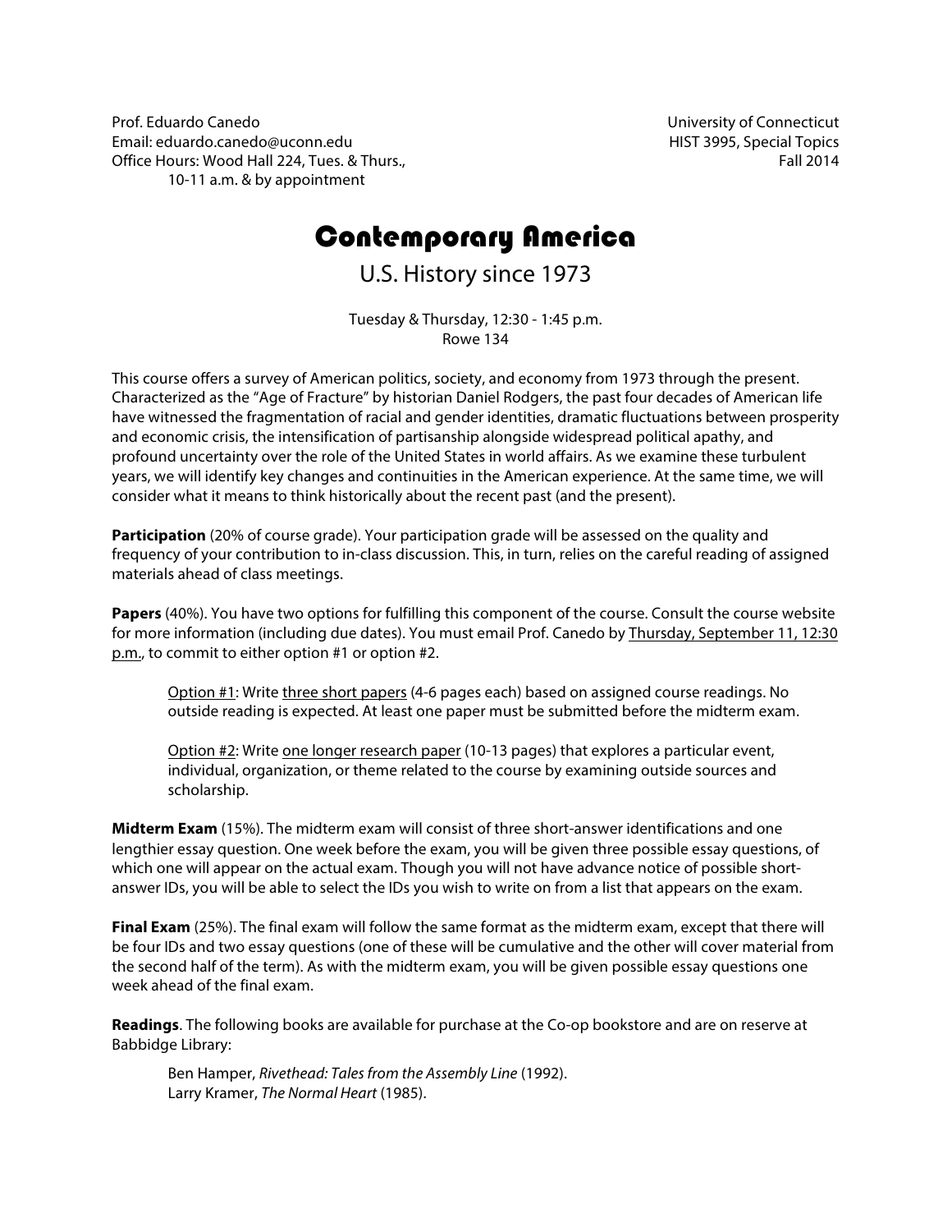Prof. Eduardo Canedo
Email: eduardo.canedo@uconn.edu
Office Hours: Wood Hall 224, Tues. & Thurs., 10-11 a.m. & by appointment

University of Connecticut
HIST 3995, Special Topics
Fall 2014

# Contemporary America

## U.S. History since 1973

Tuesday & Thursday, 12:30 - 1:45 p.m.
Rowe 134

This course offers a survey of American politics, society, and economy from 1973 through the present. Characterized as the "Age of Fracture" by historian Daniel Rodgers, the past four decades of American life have witnessed the fragmentation of racial and gender identities, dramatic fluctuations between prosperity and economic crisis, the intensification of partisanship alongside widespread political apathy, and profound uncertainty over the role of the United States in world affairs. As we examine these turbulent years, we will identify key changes and continuities in the American experience. At the same time, we will consider what it means to think historically about the recent past (and the present).

**Participation** (20% of course grade). Your participation grade will be assessed on the quality and frequency of your contribution to in-class discussion. This, in turn, relies on the careful reading of assigned materials ahead of class meetings.

**Papers** (40%). You have two options for fulfilling this component of the course. Consult the course website for more information (including due dates). You must email Prof. Canedo by Thursday, September 11, 12:30 p.m., to commit to either option #1 or option #2.

> Option #1: Write three short papers (4-6 pages each) based on assigned course readings. No outside reading is expected. At least one paper must be submitted before the midterm exam.
>
> Option #2: Write one longer research paper (10-13 pages) that explores a particular event, individual, organization, or theme related to the course by examining outside sources and scholarship.

**Midterm Exam** (15%). The midterm exam will consist of three short-answer identifications and one lengthier essay question. One week before the exam, you will be given three possible essay questions, of which one will appear on the actual exam. Though you will not have advance notice of possible short-answer IDs, you will be able to select the IDs you wish to write on from a list that appears on the exam.

**Final Exam** (25%). The final exam will follow the same format as the midterm exam, except that there will be four IDs and two essay questions (one of these will be cumulative and the other will cover material from the second half of the term). As with the midterm exam, you will be given possible essay questions one week ahead of the final exam.

**Readings**. The following books are available for purchase at the Co-op bookstore and are on reserve at Babbidge Library:

> Ben Hamper, *Rivethead: Tales from the Assembly Line* (1992).
> Larry Kramer, *The Normal Heart* (1985).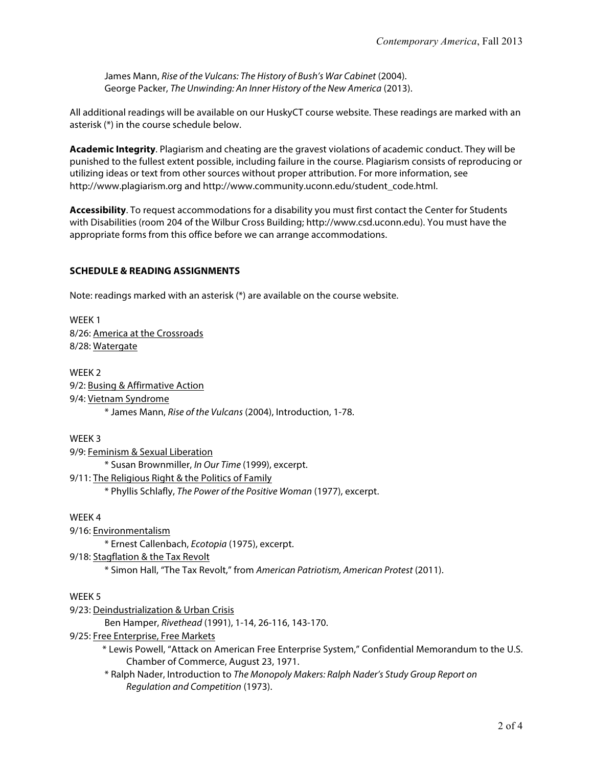James Mann, *Rise of the Vulcans: The History of Bush's War Cabinet* (2004).
George Packer, *The Unwinding: An Inner History of the New America* (2013).

All additional readings will be available on our HuskyCT course website. These readings are marked with an asterisk (*) in the course schedule below.

**Academic Integrity**. Plagiarism and cheating are the gravest violations of academic conduct. They will be punished to the fullest extent possible, including failure in the course. Plagiarism consists of reproducing or utilizing ideas or text from other sources without proper attribution. For more information, see http://www.plagiarism.org and http://www.community.uconn.edu/student_code.html.

**Accessibility**. To request accommodations for a disability you must first contact the Center for Students with Disabilities (room 204 of the Wilbur Cross Building; http://www.csd.uconn.edu). You must have the appropriate forms from this office before we can arrange accommodations.

## SCHEDULE & READING ASSIGNMENTS

Note: readings marked with an asterisk (*) are available on the course website.

WEEK 1
8/26: <u>America at the Crossroads</u>
8/28: <u>Watergate</u>

WEEK 2
9/2: <u>Busing & Affirmative Action</u>
9/4: <u>Vietnam Syndrome</u>
   * James Mann, *Rise of the Vulcans* (2004), Introduction, 1-78.

WEEK 3
9/9: <u>Feminism & Sexual Liberation</u>
   * Susan Brownmiller, *In Our Time* (1999), excerpt.
9/11: <u>The Religious Right & the Politics of Family</u>
   * Phyllis Schlafly, *The Power of the Positive Woman* (1977), excerpt.

WEEK 4
9/16: <u>Environmentalism</u>
   * Ernest Callenbach, *Ecotopia* (1975), excerpt.
9/18: <u>Stagflation & the Tax Revolt</u>
   * Simon Hall, "The Tax Revolt," from *American Patriotism, American Protest* (2011).

WEEK 5
9/23: <u>Deindustrialization & Urban Crisis</u>
   Ben Hamper, *Rivethead* (1991), 1-14, 26-116, 143-170.
9/25: <u>Free Enterprise, Free Markets</u>
   * Lewis Powell, "Attack on American Free Enterprise System," Confidential Memorandum to the U.S. Chamber of Commerce, August 23, 1971.
   * Ralph Nader, Introduction to *The Monopoly Makers: Ralph Nader's Study Group Report on Regulation and Competition* (1973).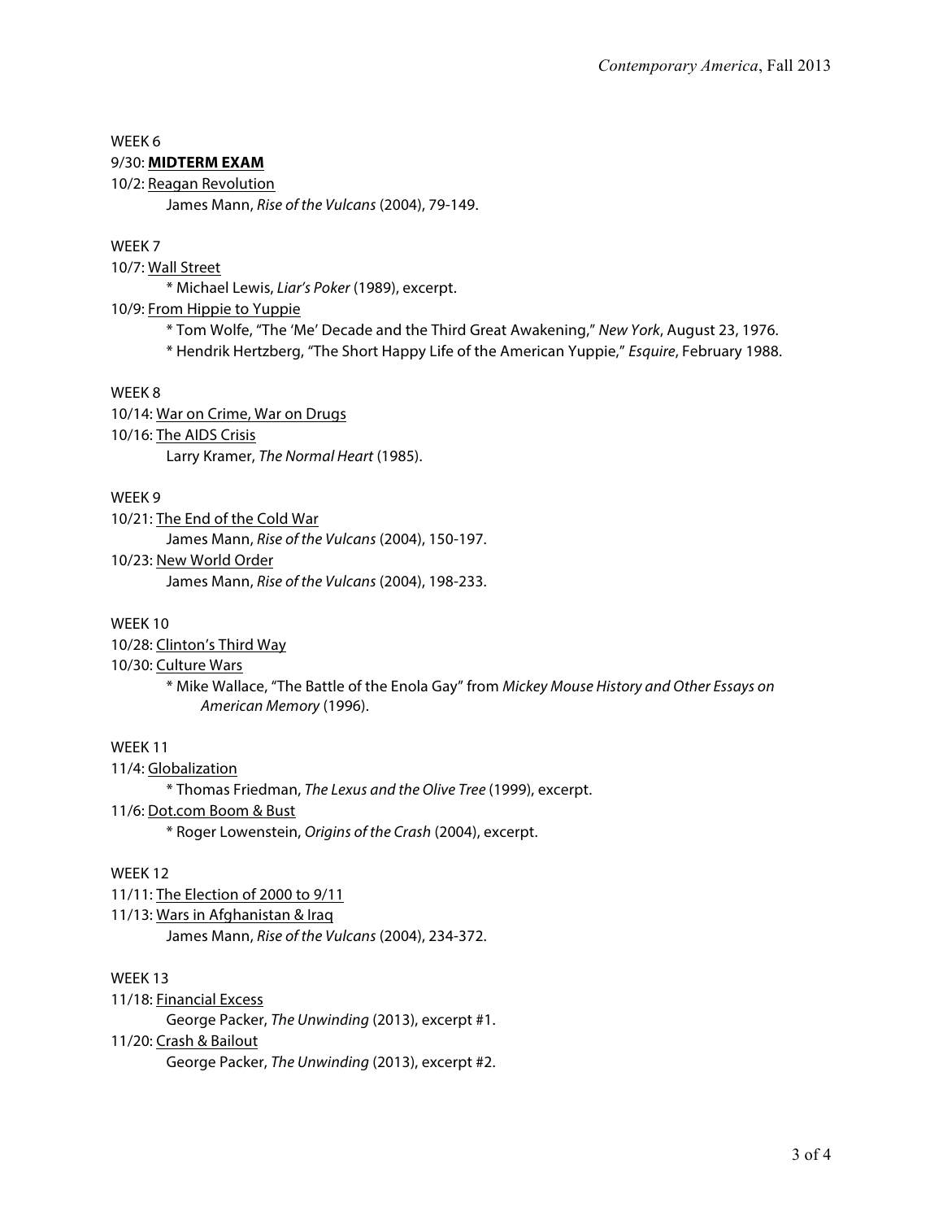WEEK 6

9/30: **MIDTERM EXAM**

10/2: Reagan Revolution

James Mann, *Rise of the Vulcans* (2004), 79-149.

WEEK 7

10/7: Wall Street

* Michael Lewis, *Liar's Poker* (1989), excerpt.

10/9: From Hippie to Yuppie

* Tom Wolfe, "The 'Me' Decade and the Third Great Awakening," *New York*, August 23, 1976.
* Hendrik Hertzberg, "The Short Happy Life of the American Yuppie," *Esquire*, February 1988.

WEEK 8

10/14: War on Crime, War on Drugs

10/16: The AIDS Crisis

Larry Kramer, *The Normal Heart* (1985).

WEEK 9

10/21: The End of the Cold War

James Mann, *Rise of the Vulcans* (2004), 150-197.

10/23: New World Order

James Mann, *Rise of the Vulcans* (2004), 198-233.

WEEK 10

10/28: Clinton's Third Way

10/30: Culture Wars

* Mike Wallace, "The Battle of the Enola Gay" from *Mickey Mouse History and Other Essays on American Memory* (1996).

WEEK 11

11/4: Globalization

* Thomas Friedman, *The Lexus and the Olive Tree* (1999), excerpt.

11/6: Dot.com Boom & Bust

* Roger Lowenstein, *Origins of the Crash* (2004), excerpt.

WEEK 12

11/11: The Election of 2000 to 9/11

11/13: Wars in Afghanistan & Iraq

James Mann, *Rise of the Vulcans* (2004), 234-372.

WEEK 13

11/18: Financial Excess

George Packer, *The Unwinding* (2013), excerpt #1.

11/20: Crash & Bailout

George Packer, *The Unwinding* (2013), excerpt #2.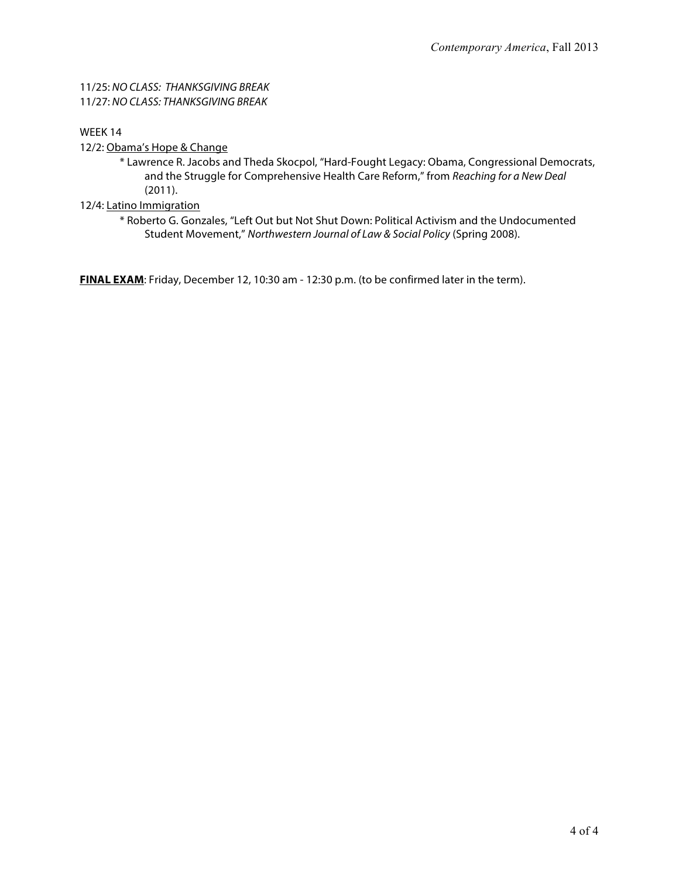11/25: *NO CLASS: THANKSGIVING BREAK*
11/27: *NO CLASS: THANKSGIVING BREAK*

WEEK 14

12/2: <u>Obama's Hope & Change</u>

* Lawrence R. Jacobs and Theda Skocpol, "Hard-Fought Legacy: Obama, Congressional Democrats, and the Struggle for Comprehensive Health Care Reform," from *Reaching for a New Deal* (2011).

12/4: <u>Latino Immigration</u>

* Roberto G. Gonzales, "Left Out but Not Shut Down: Political Activism and the Undocumented Student Movement," *Northwestern Journal of Law & Social Policy* (Spring 2008).

**<u>FINAL EXAM</u>**: Friday, December 12, 10:30 am - 12:30 p.m. (to be confirmed later in the term).